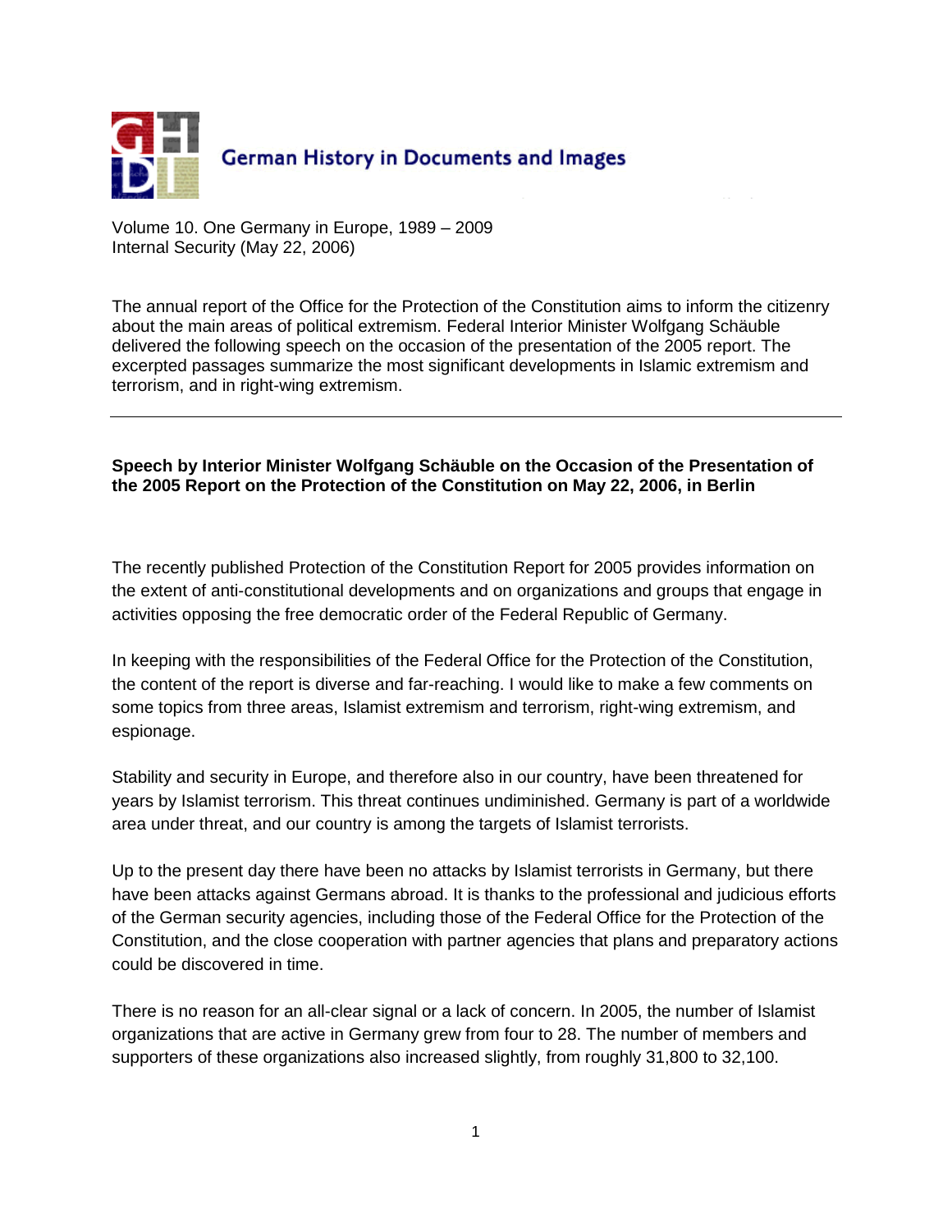German History in Documents and Images

Volume 10. One Germany in Europe, 1989 – 2009
Internal Security (May 22, 2006)

The annual report of the Office for the Protection of the Constitution aims to inform the citizenry about the main areas of political extremism. Federal Interior Minister Wolfgang Schäuble delivered the following speech on the occasion of the presentation of the 2005 report. The excerpted passages summarize the most significant developments in Islamic extremism and terrorism, and in right-wing extremism.

---

**Speech by Interior Minister Wolfgang Schäuble on the Occasion of the Presentation of the 2005 Report on the Protection of the Constitution on May 22, 2006, in Berlin**

The recently published Protection of the Constitution Report for 2005 provides information on the extent of anti-constitutional developments and on organizations and groups that engage in activities opposing the free democratic order of the Federal Republic of Germany.

In keeping with the responsibilities of the Federal Office for the Protection of the Constitution, the content of the report is diverse and far-reaching. I would like to make a few comments on some topics from three areas, Islamist extremism and terrorism, right-wing extremism, and espionage.

Stability and security in Europe, and therefore also in our country, have been threatened for years by Islamist terrorism. This threat continues undiminished. Germany is part of a worldwide area under threat, and our country is among the targets of Islamist terrorists.

Up to the present day there have been no attacks by Islamist terrorists in Germany, but there have been attacks against Germans abroad. It is thanks to the professional and judicious efforts of the German security agencies, including those of the Federal Office for the Protection of the Constitution, and the close cooperation with partner agencies that plans and preparatory actions could be discovered in time.

There is no reason for an all-clear signal or a lack of concern. In 2005, the number of Islamist organizations that are active in Germany grew from four to 28. The number of members and supporters of these organizations also increased slightly, from roughly 31,800 to 32,100.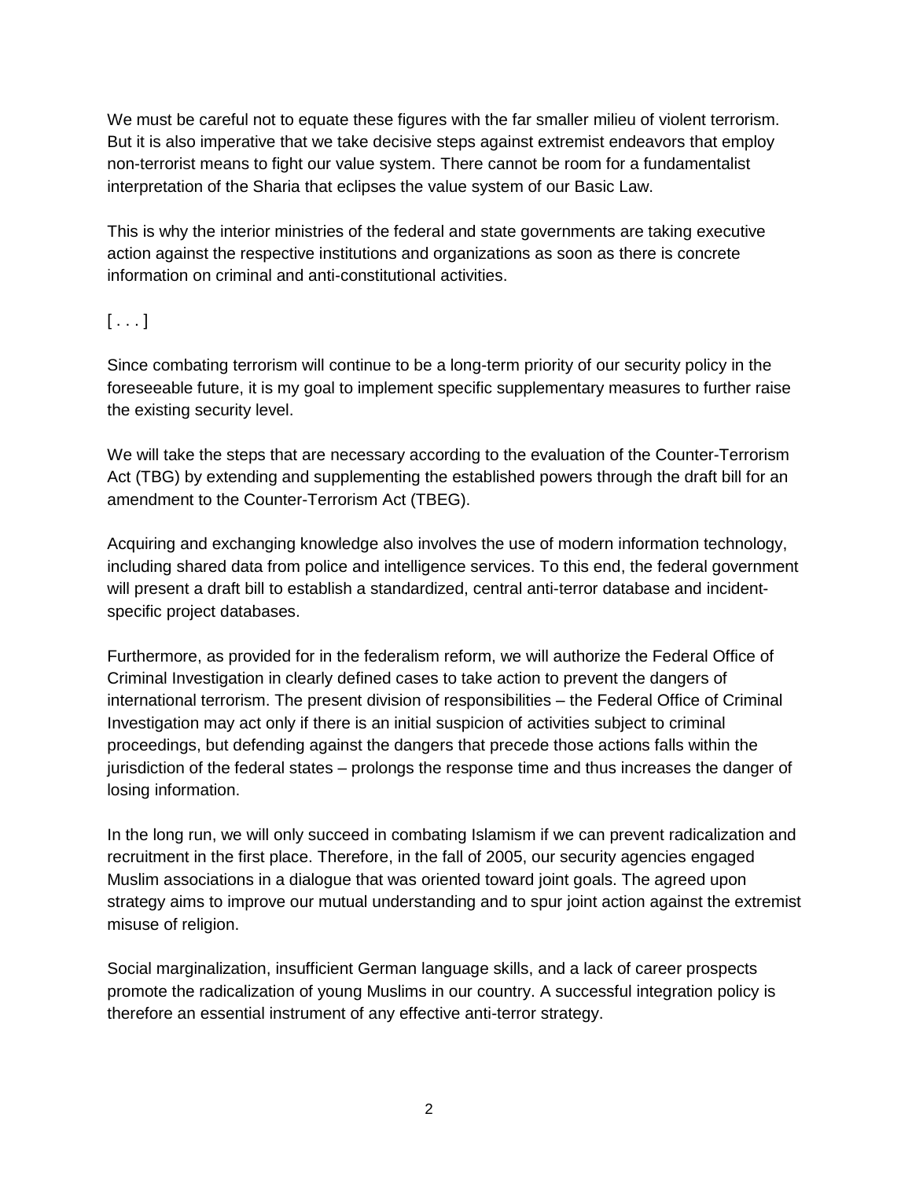We must be careful not to equate these figures with the far smaller milieu of violent terrorism. But it is also imperative that we take decisive steps against extremist endeavors that employ non-terrorist means to fight our value system. There cannot be room for a fundamentalist interpretation of the Sharia that eclipses the value system of our Basic Law.

This is why the interior ministries of the federal and state governments are taking executive action against the respective institutions and organizations as soon as there is concrete information on criminal and anti-constitutional activities.

[ . . . ]

Since combating terrorism will continue to be a long-term priority of our security policy in the foreseeable future, it is my goal to implement specific supplementary measures to further raise the existing security level.

We will take the steps that are necessary according to the evaluation of the Counter-Terrorism Act (TBG) by extending and supplementing the established powers through the draft bill for an amendment to the Counter-Terrorism Act (TBEG).

Acquiring and exchanging knowledge also involves the use of modern information technology, including shared data from police and intelligence services. To this end, the federal government will present a draft bill to establish a standardized, central anti-terror database and incident-specific project databases.

Furthermore, as provided for in the federalism reform, we will authorize the Federal Office of Criminal Investigation in clearly defined cases to take action to prevent the dangers of international terrorism. The present division of responsibilities – the Federal Office of Criminal Investigation may act only if there is an initial suspicion of activities subject to criminal proceedings, but defending against the dangers that precede those actions falls within the jurisdiction of the federal states – prolongs the response time and thus increases the danger of losing information.

In the long run, we will only succeed in combating Islamism if we can prevent radicalization and recruitment in the first place. Therefore, in the fall of 2005, our security agencies engaged Muslim associations in a dialogue that was oriented toward joint goals. The agreed upon strategy aims to improve our mutual understanding and to spur joint action against the extremist misuse of religion.

Social marginalization, insufficient German language skills, and a lack of career prospects promote the radicalization of young Muslims in our country. A successful integration policy is therefore an essential instrument of any effective anti-terror strategy.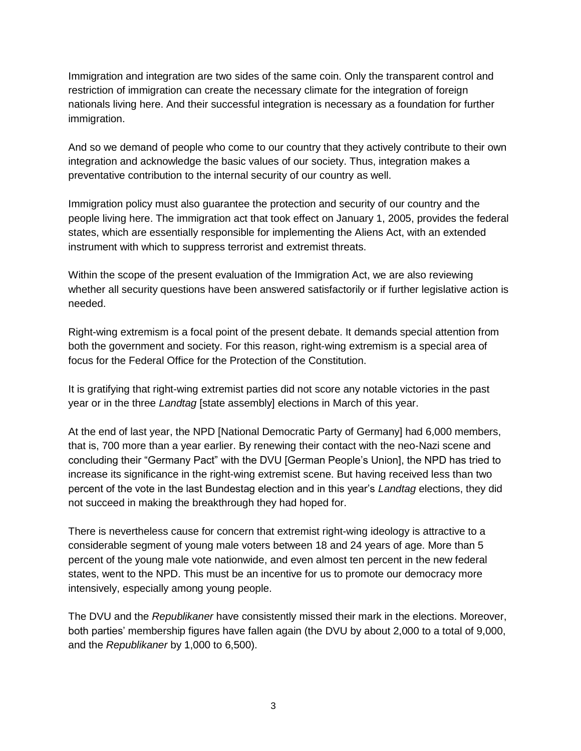Immigration and integration are two sides of the same coin. Only the transparent control and restriction of immigration can create the necessary climate for the integration of foreign nationals living here. And their successful integration is necessary as a foundation for further immigration.

And so we demand of people who come to our country that they actively contribute to their own integration and acknowledge the basic values of our society. Thus, integration makes a preventative contribution to the internal security of our country as well.

Immigration policy must also guarantee the protection and security of our country and the people living here. The immigration act that took effect on January 1, 2005, provides the federal states, which are essentially responsible for implementing the Aliens Act, with an extended instrument with which to suppress terrorist and extremist threats.

Within the scope of the present evaluation of the Immigration Act, we are also reviewing whether all security questions have been answered satisfactorily or if further legislative action is needed.

Right-wing extremism is a focal point of the present debate. It demands special attention from both the government and society. For this reason, right-wing extremism is a special area of focus for the Federal Office for the Protection of the Constitution.

It is gratifying that right-wing extremist parties did not score any notable victories in the past year or in the three *Landtag* [state assembly] elections in March of this year.

At the end of last year, the NPD [National Democratic Party of Germany] had 6,000 members, that is, 700 more than a year earlier. By renewing their contact with the neo-Nazi scene and concluding their "Germany Pact" with the DVU [German People's Union], the NPD has tried to increase its significance in the right-wing extremist scene. But having received less than two percent of the vote in the last Bundestag election and in this year's *Landtag* elections, they did not succeed in making the breakthrough they had hoped for.

There is nevertheless cause for concern that extremist right-wing ideology is attractive to a considerable segment of young male voters between 18 and 24 years of age. More than 5 percent of the young male vote nationwide, and even almost ten percent in the new federal states, went to the NPD. This must be an incentive for us to promote our democracy more intensively, especially among young people.

The DVU and the *Republikaner* have consistently missed their mark in the elections. Moreover, both parties' membership figures have fallen again (the DVU by about 2,000 to a total of 9,000, and the *Republikaner* by 1,000 to 6,500).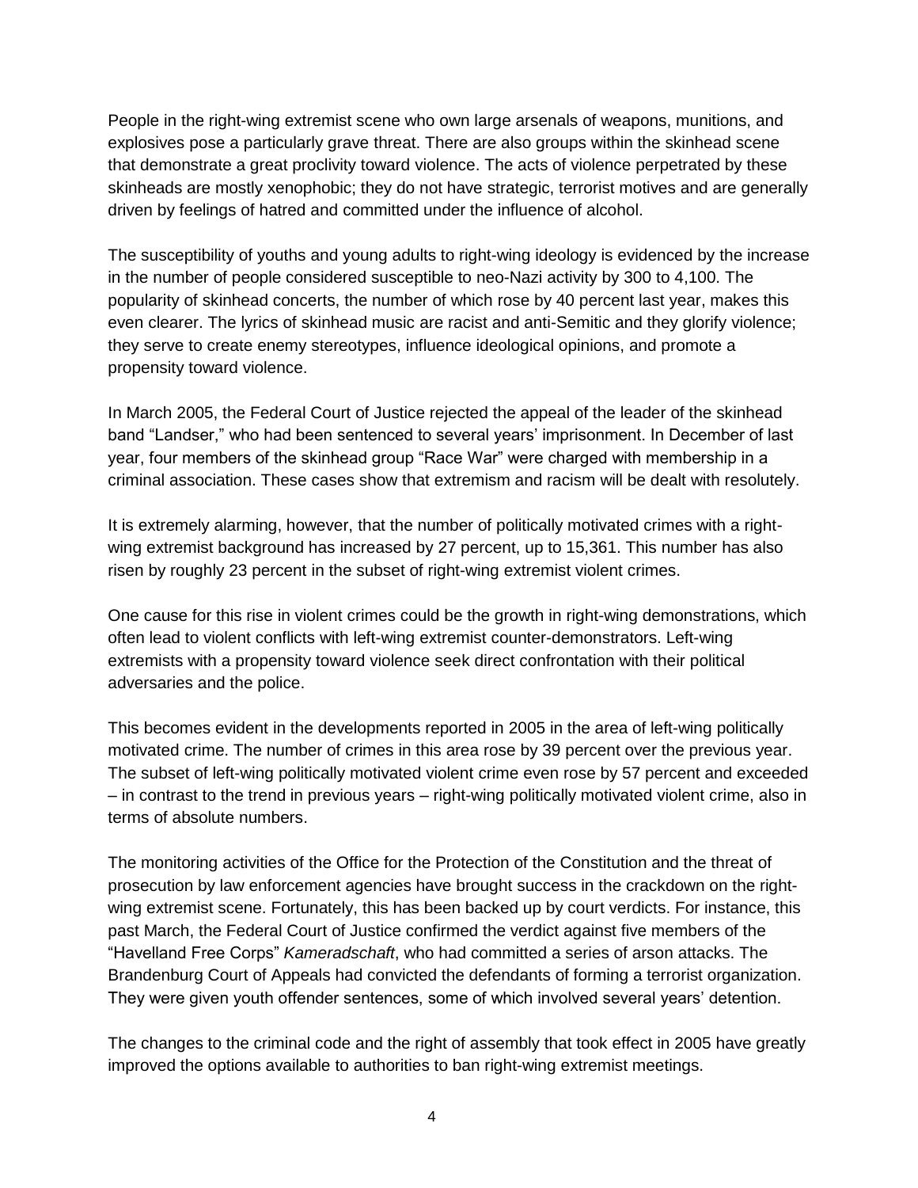People in the right-wing extremist scene who own large arsenals of weapons, munitions, and explosives pose a particularly grave threat. There are also groups within the skinhead scene that demonstrate a great proclivity toward violence. The acts of violence perpetrated by these skinheads are mostly xenophobic; they do not have strategic, terrorist motives and are generally driven by feelings of hatred and committed under the influence of alcohol.

The susceptibility of youths and young adults to right-wing ideology is evidenced by the increase in the number of people considered susceptible to neo-Nazi activity by 300 to 4,100. The popularity of skinhead concerts, the number of which rose by 40 percent last year, makes this even clearer. The lyrics of skinhead music are racist and anti-Semitic and they glorify violence; they serve to create enemy stereotypes, influence ideological opinions, and promote a propensity toward violence.

In March 2005, the Federal Court of Justice rejected the appeal of the leader of the skinhead band "Landser," who had been sentenced to several years' imprisonment. In December of last year, four members of the skinhead group "Race War" were charged with membership in a criminal association. These cases show that extremism and racism will be dealt with resolutely.

It is extremely alarming, however, that the number of politically motivated crimes with a right-wing extremist background has increased by 27 percent, up to 15,361. This number has also risen by roughly 23 percent in the subset of right-wing extremist violent crimes.

One cause for this rise in violent crimes could be the growth in right-wing demonstrations, which often lead to violent conflicts with left-wing extremist counter-demonstrators. Left-wing extremists with a propensity toward violence seek direct confrontation with their political adversaries and the police.

This becomes evident in the developments reported in 2005 in the area of left-wing politically motivated crime. The number of crimes in this area rose by 39 percent over the previous year. The subset of left-wing politically motivated violent crime even rose by 57 percent and exceeded – in contrast to the trend in previous years – right-wing politically motivated violent crime, also in terms of absolute numbers.

The monitoring activities of the Office for the Protection of the Constitution and the threat of prosecution by law enforcement agencies have brought success in the crackdown on the right-wing extremist scene. Fortunately, this has been backed up by court verdicts. For instance, this past March, the Federal Court of Justice confirmed the verdict against five members of the "Havelland Free Corps" *Kameradschaft*, who had committed a series of arson attacks. The Brandenburg Court of Appeals had convicted the defendants of forming a terrorist organization. They were given youth offender sentences, some of which involved several years' detention.

The changes to the criminal code and the right of assembly that took effect in 2005 have greatly improved the options available to authorities to ban right-wing extremist meetings.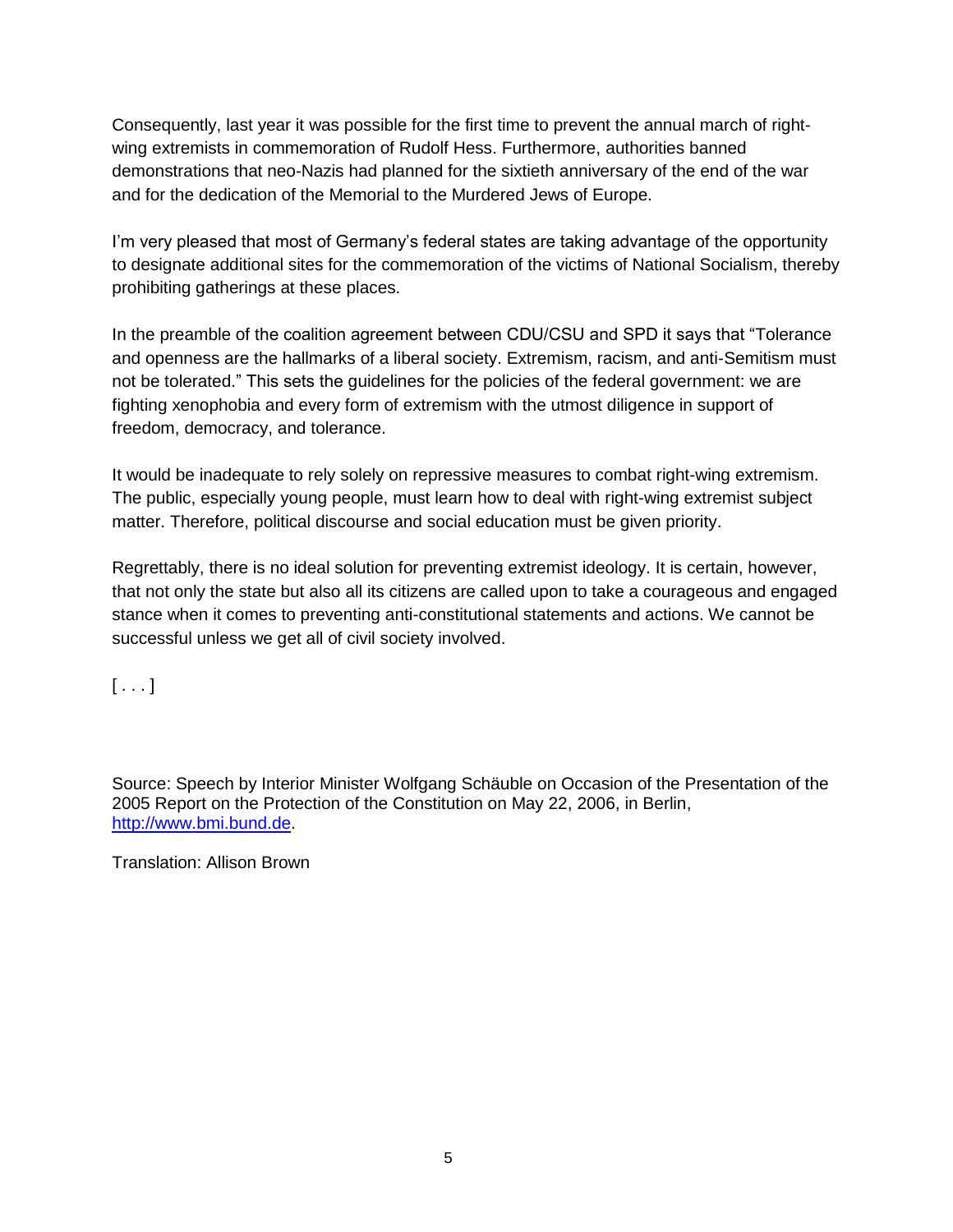Consequently, last year it was possible for the first time to prevent the annual march of right-wing extremists in commemoration of Rudolf Hess. Furthermore, authorities banned demonstrations that neo-Nazis had planned for the sixtieth anniversary of the end of the war and for the dedication of the Memorial to the Murdered Jews of Europe.

I'm very pleased that most of Germany's federal states are taking advantage of the opportunity to designate additional sites for the commemoration of the victims of National Socialism, thereby prohibiting gatherings at these places.

In the preamble of the coalition agreement between CDU/CSU and SPD it says that "Tolerance and openness are the hallmarks of a liberal society. Extremism, racism, and anti-Semitism must not be tolerated." This sets the guidelines for the policies of the federal government: we are fighting xenophobia and every form of extremism with the utmost diligence in support of freedom, democracy, and tolerance.

It would be inadequate to rely solely on repressive measures to combat right-wing extremism. The public, especially young people, must learn how to deal with right-wing extremist subject matter. Therefore, political discourse and social education must be given priority.

Regrettably, there is no ideal solution for preventing extremist ideology. It is certain, however, that not only the state but also all its citizens are called upon to take a courageous and engaged stance when it comes to preventing anti-constitutional statements and actions. We cannot be successful unless we get all of civil society involved.

[ . . . ]

Source: Speech by Interior Minister Wolfgang Schäuble on Occasion of the Presentation of the 2005 Report on the Protection of the Constitution on May 22, 2006, in Berlin, http://www.bmi.bund.de.

Translation: Allison Brown